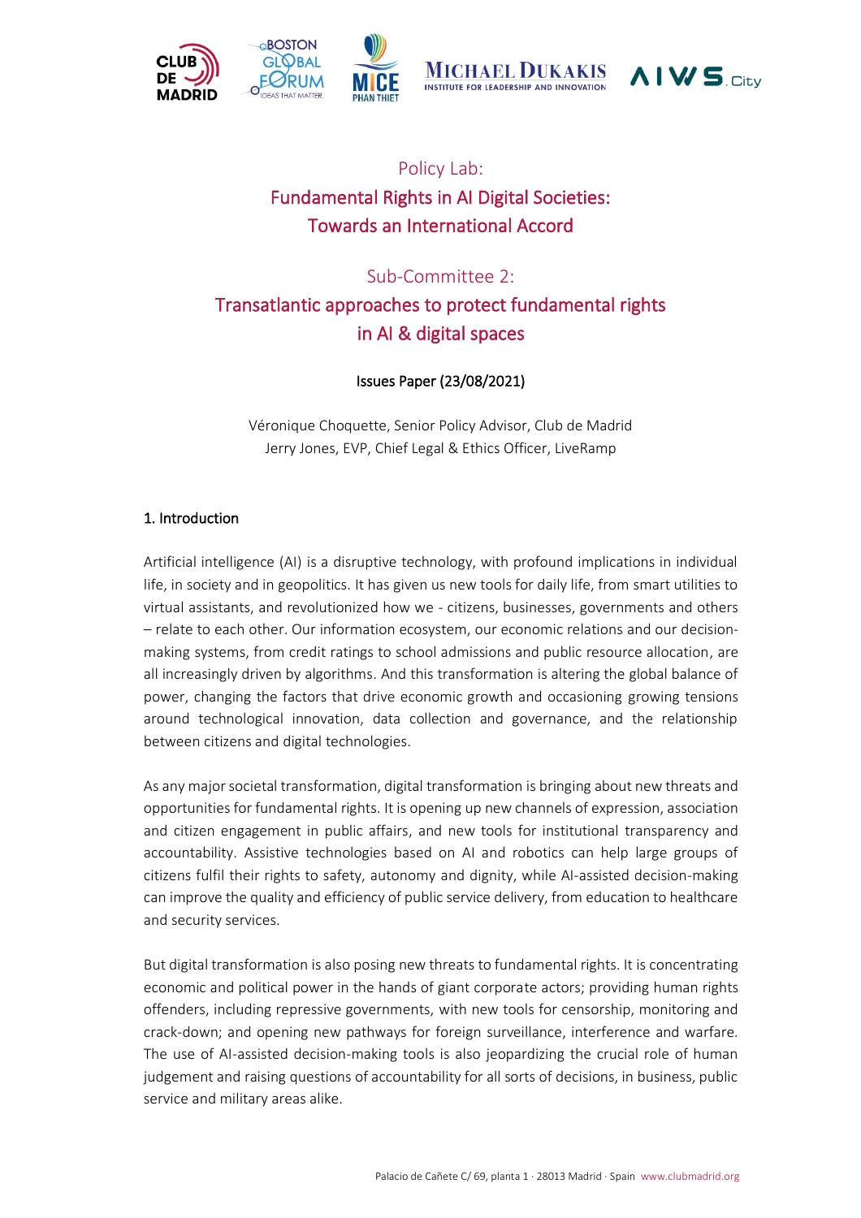# Policy Lab:
# Fundamental Rights in AI Digital Societies: Towards an International Accord

## Sub-Committee 2:
## Transatlantic approaches to protect fundamental rights in AI & digital spaces

Issues Paper (23/08/2021)

Véronique Choquette, Senior Policy Advisor, Club de Madrid
Jerry Jones, EVP, Chief Legal & Ethics Officer, LiveRamp

### 1. Introduction

Artificial intelligence (AI) is a disruptive technology, with profound implications in individual life, in society and in geopolitics. It has given us new tools for daily life, from smart utilities to virtual assistants, and revolutionized how we - citizens, businesses, governments and others – relate to each other. Our information ecosystem, our economic relations and our decision-making systems, from credit ratings to school admissions and public resource allocation, are all increasingly driven by algorithms. And this transformation is altering the global balance of power, changing the factors that drive economic growth and occasioning growing tensions around technological innovation, data collection and governance, and the relationship between citizens and digital technologies.

As any major societal transformation, digital transformation is bringing about new threats and opportunities for fundamental rights. It is opening up new channels of expression, association and citizen engagement in public affairs, and new tools for institutional transparency and accountability. Assistive technologies based on AI and robotics can help large groups of citizens fulfil their rights to safety, autonomy and dignity, while AI-assisted decision-making can improve the quality and efficiency of public service delivery, from education to healthcare and security services.

But digital transformation is also posing new threats to fundamental rights. It is concentrating economic and political power in the hands of giant corporate actors; providing human rights offenders, including repressive governments, with new tools for censorship, monitoring and crack-down; and opening new pathways for foreign surveillance, interference and warfare. The use of AI-assisted decision-making tools is also jeopardizing the crucial role of human judgement and raising questions of accountability for all sorts of decisions, in business, public service and military areas alike.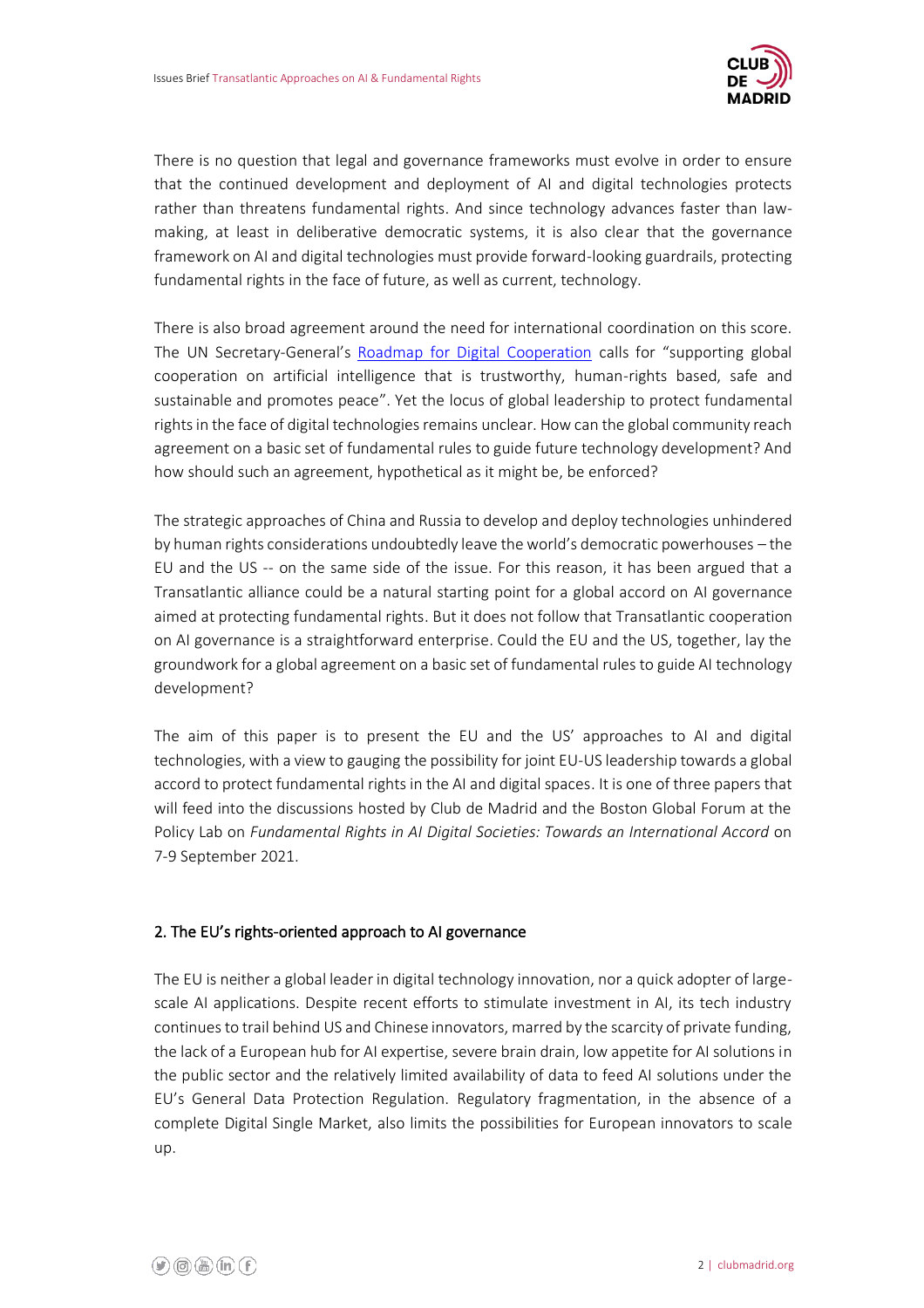There is no question that legal and governance frameworks must evolve in order to ensure that the continued development and deployment of AI and digital technologies protects rather than threatens fundamental rights. And since technology advances faster than law-making, at least in deliberative democratic systems, it is also clear that the governance framework on AI and digital technologies must provide forward-looking guardrails, protecting fundamental rights in the face of future, as well as current, technology.

There is also broad agreement around the need for international coordination on this score. The UN Secretary-General's Roadmap for Digital Cooperation calls for "supporting global cooperation on artificial intelligence that is trustworthy, human-rights based, safe and sustainable and promotes peace". Yet the locus of global leadership to protect fundamental rights in the face of digital technologies remains unclear. How can the global community reach agreement on a basic set of fundamental rules to guide future technology development? And how should such an agreement, hypothetical as it might be, be enforced?

The strategic approaches of China and Russia to develop and deploy technologies unhindered by human rights considerations undoubtedly leave the world's democratic powerhouses – the EU and the US -- on the same side of the issue. For this reason, it has been argued that a Transatlantic alliance could be a natural starting point for a global accord on AI governance aimed at protecting fundamental rights. But it does not follow that Transatlantic cooperation on AI governance is a straightforward enterprise. Could the EU and the US, together, lay the groundwork for a global agreement on a basic set of fundamental rules to guide AI technology development?

The aim of this paper is to present the EU and the US' approaches to AI and digital technologies, with a view to gauging the possibility for joint EU-US leadership towards a global accord to protect fundamental rights in the AI and digital spaces. It is one of three papers that will feed into the discussions hosted by Club de Madrid and the Boston Global Forum at the Policy Lab on *Fundamental Rights in AI Digital Societies: Towards an International Accord* on 7-9 September 2021.

## 2. The EU's rights-oriented approach to AI governance

The EU is neither a global leader in digital technology innovation, nor a quick adopter of large-scale AI applications. Despite recent efforts to stimulate investment in AI, its tech industry continues to trail behind US and Chinese innovators, marred by the scarcity of private funding, the lack of a European hub for AI expertise, severe brain drain, low appetite for AI solutions in the public sector and the relatively limited availability of data to feed AI solutions under the EU's General Data Protection Regulation. Regulatory fragmentation, in the absence of a complete Digital Single Market, also limits the possibilities for European innovators to scale up.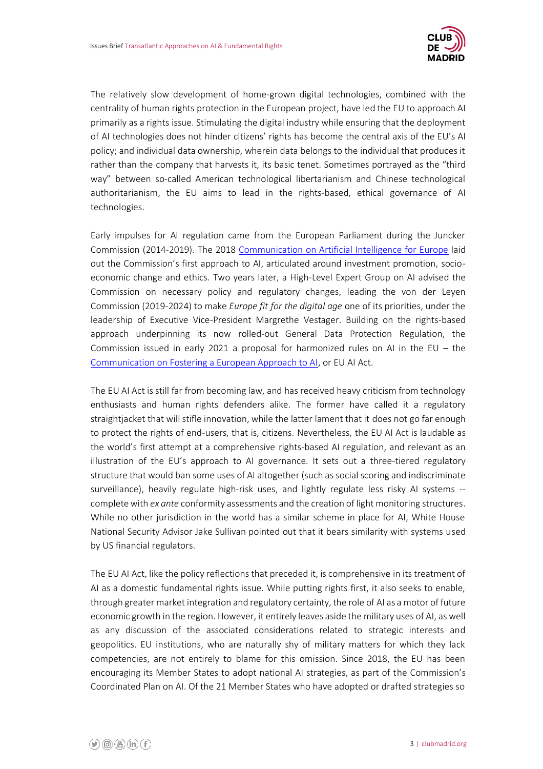The relatively slow development of home-grown digital technologies, combined with the centrality of human rights protection in the European project, have led the EU to approach AI primarily as a rights issue. Stimulating the digital industry while ensuring that the deployment of AI technologies does not hinder citizens' rights has become the central axis of the EU's AI policy; and individual data ownership, wherein data belongs to the individual that produces it rather than the company that harvests it, its basic tenet. Sometimes portrayed as the "third way" between so-called American technological libertarianism and Chinese technological authoritarianism, the EU aims to lead in the rights-based, ethical governance of AI technologies.

Early impulses for AI regulation came from the European Parliament during the Juncker Commission (2014-2019). The 2018 Communication on Artificial Intelligence for Europe laid out the Commission's first approach to AI, articulated around investment promotion, socio-economic change and ethics. Two years later, a High-Level Expert Group on AI advised the Commission on necessary policy and regulatory changes, leading the von der Leyen Commission (2019-2024) to make *Europe fit for the digital age* one of its priorities, under the leadership of Executive Vice-President Margrethe Vestager. Building on the rights-based approach underpinning its now rolled-out General Data Protection Regulation, the Commission issued in early 2021 a proposal for harmonized rules on AI in the EU – the Communication on Fostering a European Approach to AI, or EU AI Act.

The EU AI Act is still far from becoming law, and has received heavy criticism from technology enthusiasts and human rights defenders alike. The former have called it a regulatory straightjacket that will stifle innovation, while the latter lament that it does not go far enough to protect the rights of end-users, that is, citizens. Nevertheless, the EU AI Act is laudable as the world's first attempt at a comprehensive rights-based AI regulation, and relevant as an illustration of the EU's approach to AI governance. It sets out a three-tiered regulatory structure that would ban some uses of AI altogether (such as social scoring and indiscriminate surveillance), heavily regulate high-risk uses, and lightly regulate less risky AI systems -- complete with *ex ante* conformity assessments and the creation of light monitoring structures. While no other jurisdiction in the world has a similar scheme in place for AI, White House National Security Advisor Jake Sullivan pointed out that it bears similarity with systems used by US financial regulators.

The EU AI Act, like the policy reflections that preceded it, is comprehensive in its treatment of AI as a domestic fundamental rights issue. While putting rights first, it also seeks to enable, through greater market integration and regulatory certainty, the role of AI as a motor of future economic growth in the region. However, it entirely leaves aside the military uses of AI, as well as any discussion of the associated considerations related to strategic interests and geopolitics. EU institutions, who are naturally shy of military matters for which they lack competencies, are not entirely to blame for this omission. Since 2018, the EU has been encouraging its Member States to adopt national AI strategies, as part of the Commission's Coordinated Plan on AI. Of the 21 Member States who have adopted or drafted strategies so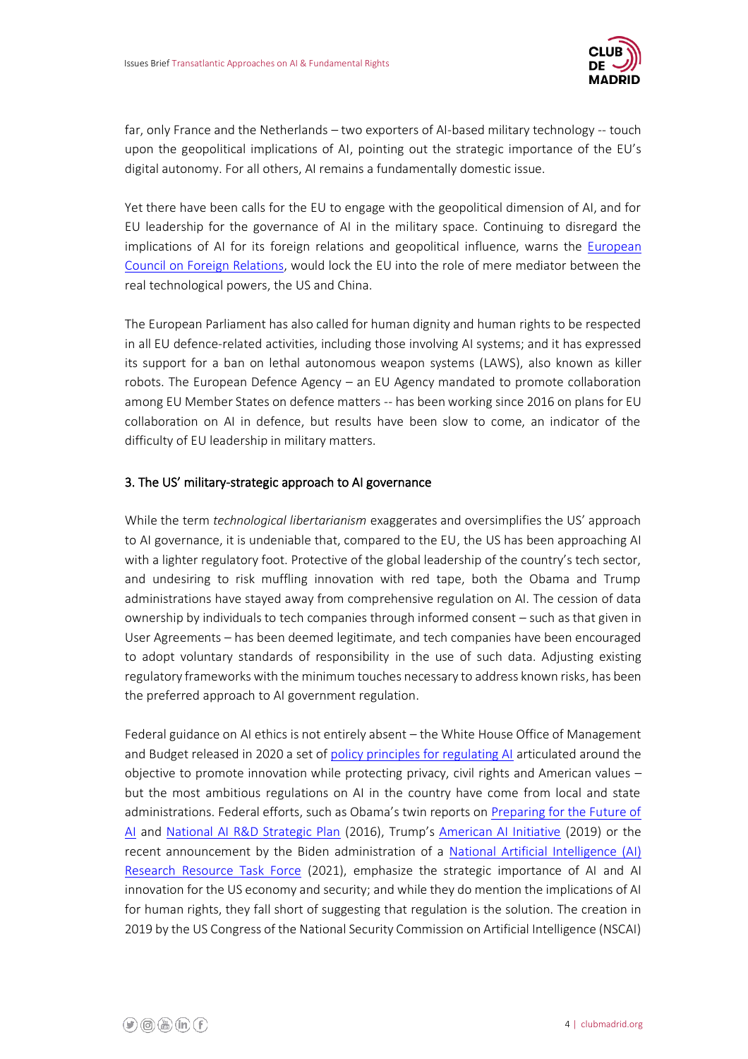far, only France and the Netherlands – two exporters of AI-based military technology -- touch upon the geopolitical implications of AI, pointing out the strategic importance of the EU's digital autonomy. For all others, AI remains a fundamentally domestic issue.

Yet there have been calls for the EU to engage with the geopolitical dimension of AI, and for EU leadership for the governance of AI in the military space. Continuing to disregard the implications of AI for its foreign relations and geopolitical influence, warns the European Council on Foreign Relations, would lock the EU into the role of mere mediator between the real technological powers, the US and China.

The European Parliament has also called for human dignity and human rights to be respected in all EU defence-related activities, including those involving AI systems; and it has expressed its support for a ban on lethal autonomous weapon systems (LAWS), also known as killer robots. The European Defence Agency – an EU Agency mandated to promote collaboration among EU Member States on defence matters -- has been working since 2016 on plans for EU collaboration on AI in defence, but results have been slow to come, an indicator of the difficulty of EU leadership in military matters.

### 3. The US' military-strategic approach to AI governance

While the term *technological libertarianism* exaggerates and oversimplifies the US' approach to AI governance, it is undeniable that, compared to the EU, the US has been approaching AI with a lighter regulatory foot. Protective of the global leadership of the country's tech sector, and undesiring to risk muffling innovation with red tape, both the Obama and Trump administrations have stayed away from comprehensive regulation on AI. The cession of data ownership by individuals to tech companies through informed consent – such as that given in User Agreements – has been deemed legitimate, and tech companies have been encouraged to adopt voluntary standards of responsibility in the use of such data. Adjusting existing regulatory frameworks with the minimum touches necessary to address known risks, has been the preferred approach to AI government regulation.

Federal guidance on AI ethics is not entirely absent – the White House Office of Management and Budget released in 2020 a set of policy principles for regulating AI articulated around the objective to promote innovation while protecting privacy, civil rights and American values – but the most ambitious regulations on AI in the country have come from local and state administrations. Federal efforts, such as Obama's twin reports on Preparing for the Future of AI and National AI R&D Strategic Plan (2016), Trump's American AI Initiative (2019) or the recent announcement by the Biden administration of a National Artificial Intelligence (AI) Research Resource Task Force (2021), emphasize the strategic importance of AI and AI innovation for the US economy and security; and while they do mention the implications of AI for human rights, they fall short of suggesting that regulation is the solution. The creation in 2019 by the US Congress of the National Security Commission on Artificial Intelligence (NSCAI)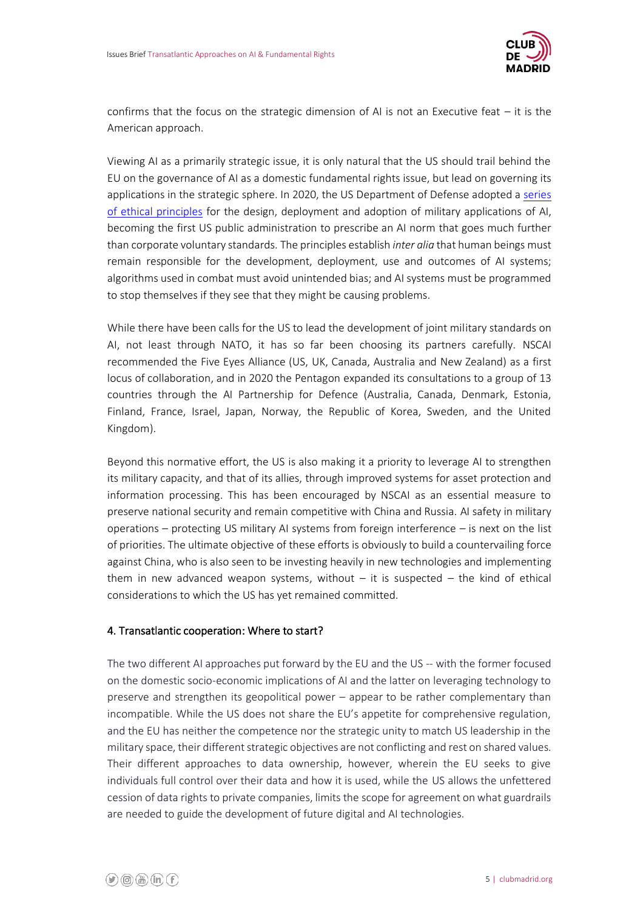confirms that the focus on the strategic dimension of AI is not an Executive feat – it is the American approach.

Viewing AI as a primarily strategic issue, it is only natural that the US should trail behind the EU on the governance of AI as a domestic fundamental rights issue, but lead on governing its applications in the strategic sphere. In 2020, the US Department of Defense adopted a series of ethical principles for the design, deployment and adoption of military applications of AI, becoming the first US public administration to prescribe an AI norm that goes much further than corporate voluntary standards. The principles establish *inter alia* that human beings must remain responsible for the development, deployment, use and outcomes of AI systems; algorithms used in combat must avoid unintended bias; and AI systems must be programmed to stop themselves if they see that they might be causing problems.

While there have been calls for the US to lead the development of joint military standards on AI, not least through NATO, it has so far been choosing its partners carefully. NSCAI recommended the Five Eyes Alliance (US, UK, Canada, Australia and New Zealand) as a first locus of collaboration, and in 2020 the Pentagon expanded its consultations to a group of 13 countries through the AI Partnership for Defence (Australia, Canada, Denmark, Estonia, Finland, France, Israel, Japan, Norway, the Republic of Korea, Sweden, and the United Kingdom).

Beyond this normative effort, the US is also making it a priority to leverage AI to strengthen its military capacity, and that of its allies, through improved systems for asset protection and information processing. This has been encouraged by NSCAI as an essential measure to preserve national security and remain competitive with China and Russia. AI safety in military operations – protecting US military AI systems from foreign interference – is next on the list of priorities. The ultimate objective of these efforts is obviously to build a countervailing force against China, who is also seen to be investing heavily in new technologies and implementing them in new advanced weapon systems, without – it is suspected – the kind of ethical considerations to which the US has yet remained committed.

## 4. Transatlantic cooperation: Where to start?

The two different AI approaches put forward by the EU and the US -- with the former focused on the domestic socio-economic implications of AI and the latter on leveraging technology to preserve and strengthen its geopolitical power – appear to be rather complementary than incompatible. While the US does not share the EU's appetite for comprehensive regulation, and the EU has neither the competence nor the strategic unity to match US leadership in the military space, their different strategic objectives are not conflicting and rest on shared values. Their different approaches to data ownership, however, wherein the EU seeks to give individuals full control over their data and how it is used, while the US allows the unfettered cession of data rights to private companies, limits the scope for agreement on what guardrails are needed to guide the development of future digital and AI technologies.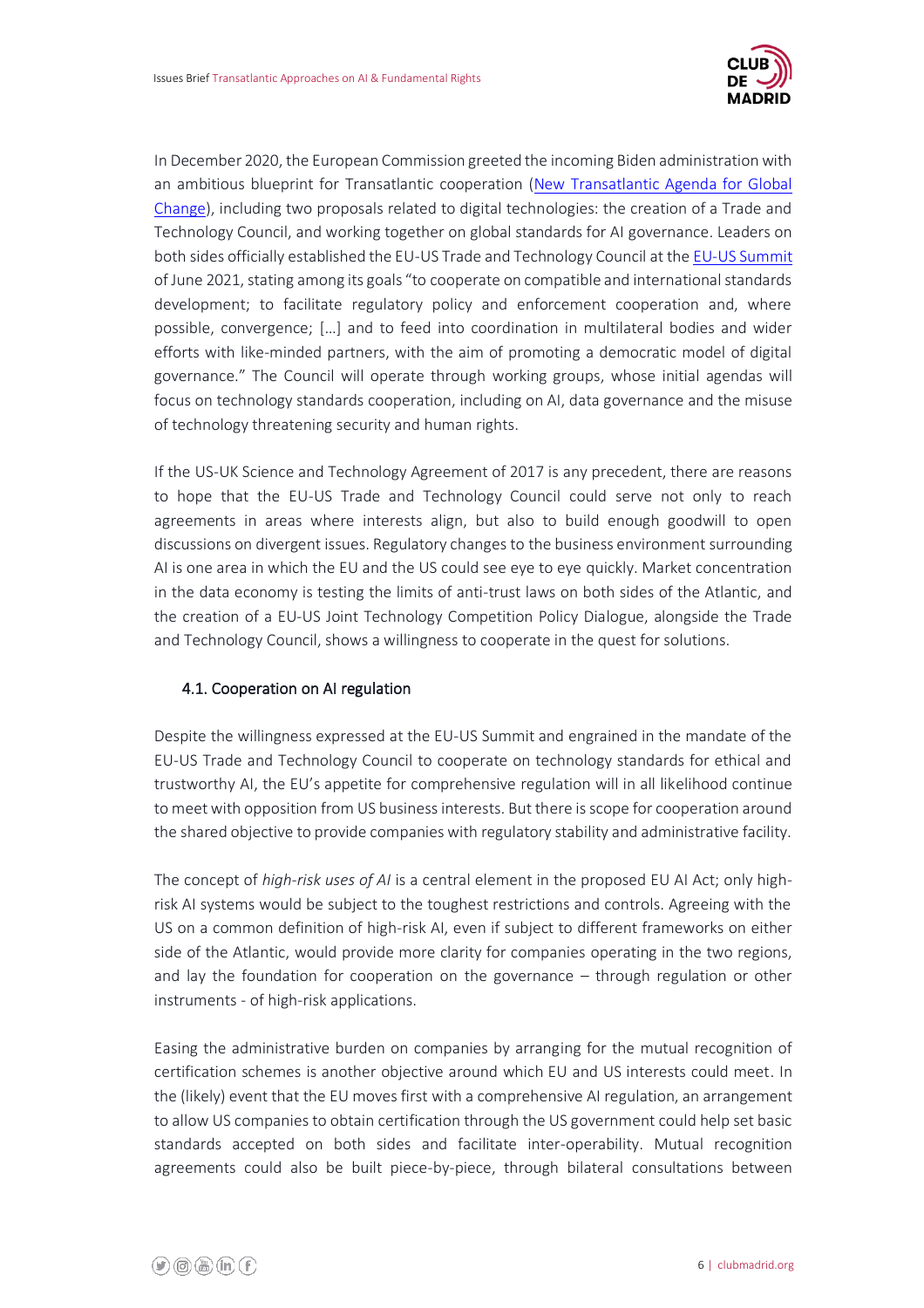In December 2020, the European Commission greeted the incoming Biden administration with an ambitious blueprint for Transatlantic cooperation (New Transatlantic Agenda for Global Change), including two proposals related to digital technologies: the creation of a Trade and Technology Council, and working together on global standards for AI governance. Leaders on both sides officially established the EU-US Trade and Technology Council at the EU-US Summit of June 2021, stating among its goals "to cooperate on compatible and international standards development; to facilitate regulatory policy and enforcement cooperation and, where possible, convergence; […] and to feed into coordination in multilateral bodies and wider efforts with like-minded partners, with the aim of promoting a democratic model of digital governance." The Council will operate through working groups, whose initial agendas will focus on technology standards cooperation, including on AI, data governance and the misuse of technology threatening security and human rights.

If the US-UK Science and Technology Agreement of 2017 is any precedent, there are reasons to hope that the EU-US Trade and Technology Council could serve not only to reach agreements in areas where interests align, but also to build enough goodwill to open discussions on divergent issues. Regulatory changes to the business environment surrounding AI is one area in which the EU and the US could see eye to eye quickly. Market concentration in the data economy is testing the limits of anti-trust laws on both sides of the Atlantic, and the creation of a EU-US Joint Technology Competition Policy Dialogue, alongside the Trade and Technology Council, shows a willingness to cooperate in the quest for solutions.

### 4.1. Cooperation on AI regulation

Despite the willingness expressed at the EU-US Summit and engrained in the mandate of the EU-US Trade and Technology Council to cooperate on technology standards for ethical and trustworthy AI, the EU's appetite for comprehensive regulation will in all likelihood continue to meet with opposition from US business interests. But there is scope for cooperation around the shared objective to provide companies with regulatory stability and administrative facility.

The concept of *high-risk uses of AI* is a central element in the proposed EU AI Act; only high-risk AI systems would be subject to the toughest restrictions and controls. Agreeing with the US on a common definition of high-risk AI, even if subject to different frameworks on either side of the Atlantic, would provide more clarity for companies operating in the two regions, and lay the foundation for cooperation on the governance – through regulation or other instruments - of high-risk applications.

Easing the administrative burden on companies by arranging for the mutual recognition of certification schemes is another objective around which EU and US interests could meet. In the (likely) event that the EU moves first with a comprehensive AI regulation, an arrangement to allow US companies to obtain certification through the US government could help set basic standards accepted on both sides and facilitate inter-operability. Mutual recognition agreements could also be built piece-by-piece, through bilateral consultations between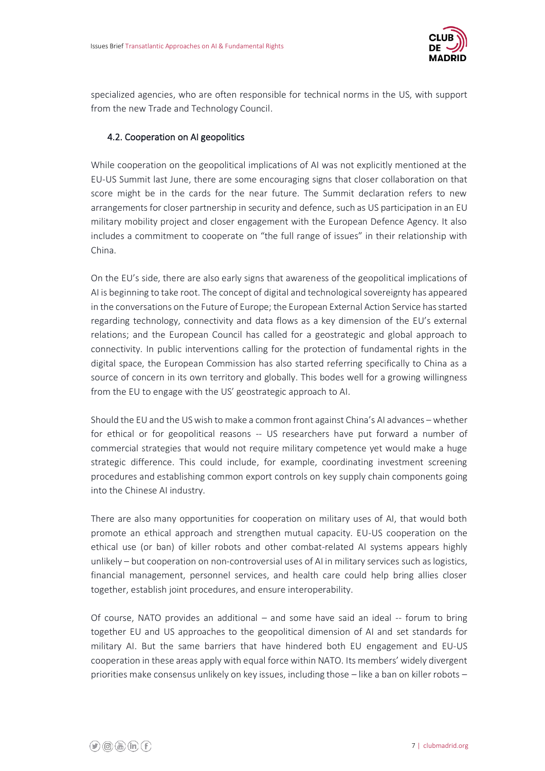specialized agencies, who are often responsible for technical norms in the US, with support from the new Trade and Technology Council.

### 4.2. Cooperation on AI geopolitics

While cooperation on the geopolitical implications of AI was not explicitly mentioned at the EU-US Summit last June, there are some encouraging signs that closer collaboration on that score might be in the cards for the near future. The Summit declaration refers to new arrangements for closer partnership in security and defence, such as US participation in an EU military mobility project and closer engagement with the European Defence Agency. It also includes a commitment to cooperate on "the full range of issues" in their relationship with China.

On the EU's side, there are also early signs that awareness of the geopolitical implications of AI is beginning to take root. The concept of digital and technological sovereignty has appeared in the conversations on the Future of Europe; the European External Action Service has started regarding technology, connectivity and data flows as a key dimension of the EU's external relations; and the European Council has called for a geostrategic and global approach to connectivity. In public interventions calling for the protection of fundamental rights in the digital space, the European Commission has also started referring specifically to China as a source of concern in its own territory and globally. This bodes well for a growing willingness from the EU to engage with the US' geostrategic approach to AI.

Should the EU and the US wish to make a common front against China's AI advances – whether for ethical or for geopolitical reasons -- US researchers have put forward a number of commercial strategies that would not require military competence yet would make a huge strategic difference. This could include, for example, coordinating investment screening procedures and establishing common export controls on key supply chain components going into the Chinese AI industry.

There are also many opportunities for cooperation on military uses of AI, that would both promote an ethical approach and strengthen mutual capacity. EU-US cooperation on the ethical use (or ban) of killer robots and other combat-related AI systems appears highly unlikely – but cooperation on non-controversial uses of AI in military services such as logistics, financial management, personnel services, and health care could help bring allies closer together, establish joint procedures, and ensure interoperability.

Of course, NATO provides an additional – and some have said an ideal -- forum to bring together EU and US approaches to the geopolitical dimension of AI and set standards for military AI. But the same barriers that have hindered both EU engagement and EU-US cooperation in these areas apply with equal force within NATO. Its members' widely divergent priorities make consensus unlikely on key issues, including those – like a ban on killer robots –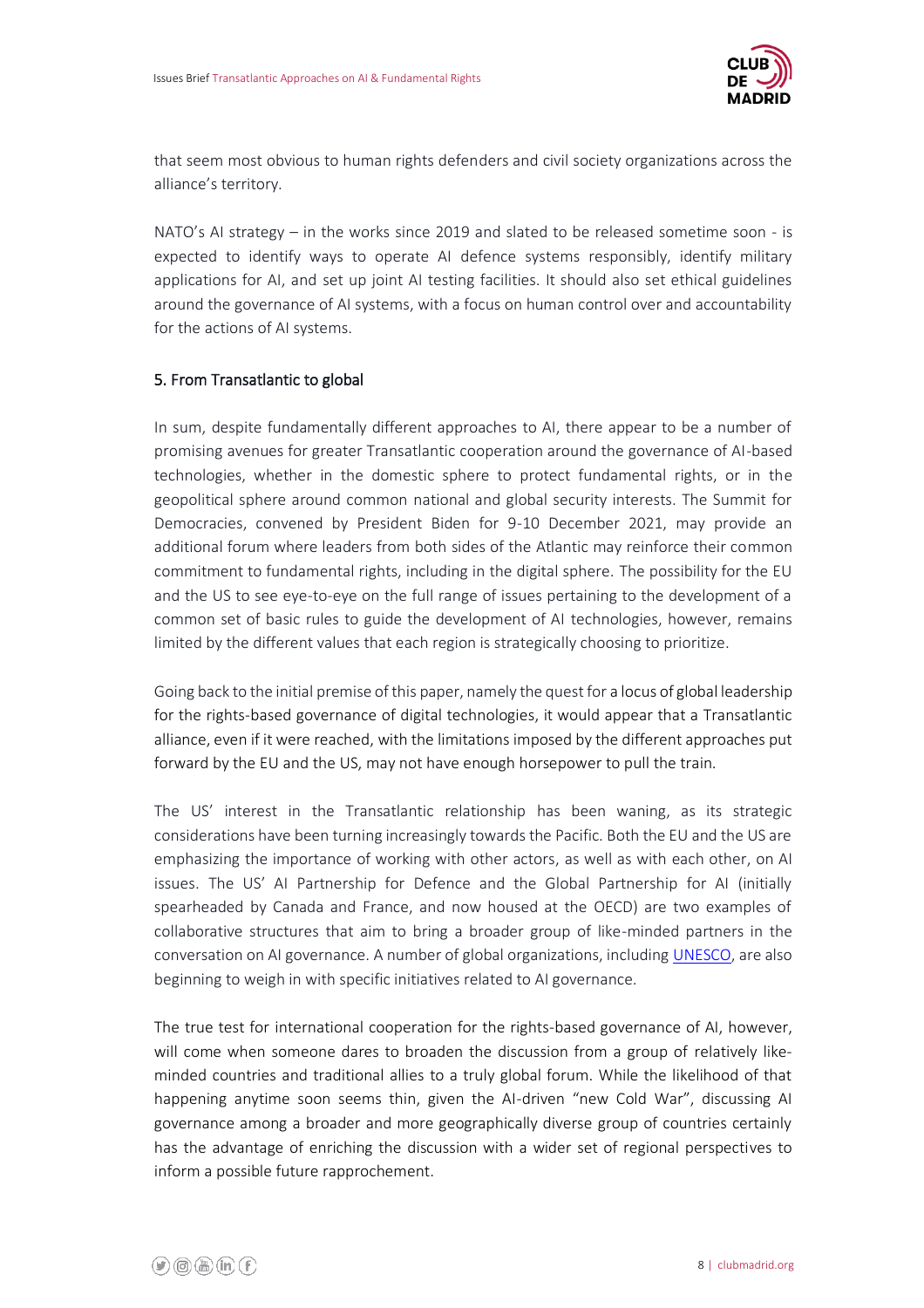that seem most obvious to human rights defenders and civil society organizations across the alliance's territory.

NATO's AI strategy – in the works since 2019 and slated to be released sometime soon - is expected to identify ways to operate AI defence systems responsibly, identify military applications for AI, and set up joint AI testing facilities. It should also set ethical guidelines around the governance of AI systems, with a focus on human control over and accountability for the actions of AI systems.

## 5. From Transatlantic to global

In sum, despite fundamentally different approaches to AI, there appear to be a number of promising avenues for greater Transatlantic cooperation around the governance of AI-based technologies, whether in the domestic sphere to protect fundamental rights, or in the geopolitical sphere around common national and global security interests. The Summit for Democracies, convened by President Biden for 9-10 December 2021, may provide an additional forum where leaders from both sides of the Atlantic may reinforce their common commitment to fundamental rights, including in the digital sphere. The possibility for the EU and the US to see eye-to-eye on the full range of issues pertaining to the development of a common set of basic rules to guide the development of AI technologies, however, remains limited by the different values that each region is strategically choosing to prioritize.

Going back to the initial premise of this paper, namely the quest for a locus of global leadership for the rights-based governance of digital technologies, it would appear that a Transatlantic alliance, even if it were reached, with the limitations imposed by the different approaches put forward by the EU and the US, may not have enough horsepower to pull the train.

The US' interest in the Transatlantic relationship has been waning, as its strategic considerations have been turning increasingly towards the Pacific. Both the EU and the US are emphasizing the importance of working with other actors, as well as with each other, on AI issues. The US' AI Partnership for Defence and the Global Partnership for AI (initially spearheaded by Canada and France, and now housed at the OECD) are two examples of collaborative structures that aim to bring a broader group of like-minded partners in the conversation on AI governance. A number of global organizations, including UNESCO, are also beginning to weigh in with specific initiatives related to AI governance.

The true test for international cooperation for the rights-based governance of AI, however, will come when someone dares to broaden the discussion from a group of relatively like-minded countries and traditional allies to a truly global forum. While the likelihood of that happening anytime soon seems thin, given the AI-driven "new Cold War", discussing AI governance among a broader and more geographically diverse group of countries certainly has the advantage of enriching the discussion with a wider set of regional perspectives to inform a possible future rapprochement.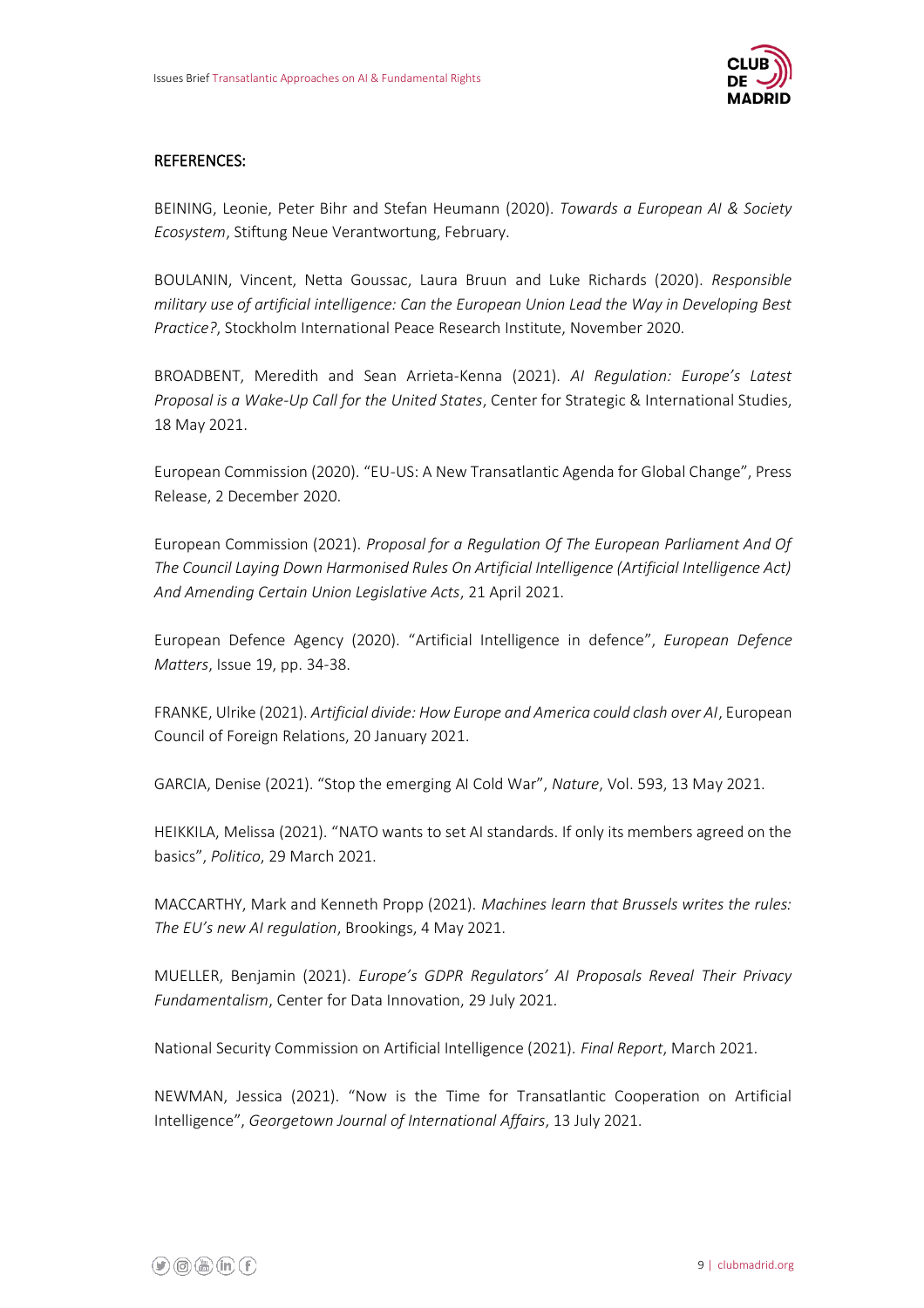## REFERENCES:

BEINING, Leonie, Peter Bihr and Stefan Heumann (2020). *Towards a European AI & Society Ecosystem*, Stiftung Neue Verantwortung, February.

BOULANIN, Vincent, Netta Goussac, Laura Bruun and Luke Richards (2020). *Responsible military use of artificial intelligence: Can the European Union Lead the Way in Developing Best Practice?*, Stockholm International Peace Research Institute, November 2020.

BROADBENT, Meredith and Sean Arrieta-Kenna (2021). *AI Regulation: Europe's Latest Proposal is a Wake-Up Call for the United States*, Center for Strategic & International Studies, 18 May 2021.

European Commission (2020). "EU-US: A New Transatlantic Agenda for Global Change", Press Release, 2 December 2020.

European Commission (2021). *Proposal for a Regulation Of The European Parliament And Of The Council Laying Down Harmonised Rules On Artificial Intelligence (Artificial Intelligence Act) And Amending Certain Union Legislative Acts*, 21 April 2021.

European Defence Agency (2020). "Artificial Intelligence in defence", *European Defence Matters*, Issue 19, pp. 34-38.

FRANKE, Ulrike (2021). *Artificial divide: How Europe and America could clash over AI*, European Council of Foreign Relations, 20 January 2021.

GARCIA, Denise (2021). "Stop the emerging AI Cold War", *Nature*, Vol. 593, 13 May 2021.

HEIKKILA, Melissa (2021). "NATO wants to set AI standards. If only its members agreed on the basics", *Politico*, 29 March 2021.

MACCARTHY, Mark and Kenneth Propp (2021). *Machines learn that Brussels writes the rules: The EU's new AI regulation*, Brookings, 4 May 2021.

MUELLER, Benjamin (2021). *Europe's GDPR Regulators' AI Proposals Reveal Their Privacy Fundamentalism*, Center for Data Innovation, 29 July 2021.

National Security Commission on Artificial Intelligence (2021). *Final Report*, March 2021.

NEWMAN, Jessica (2021). "Now is the Time for Transatlantic Cooperation on Artificial Intelligence", *Georgetown Journal of International Affairs*, 13 July 2021.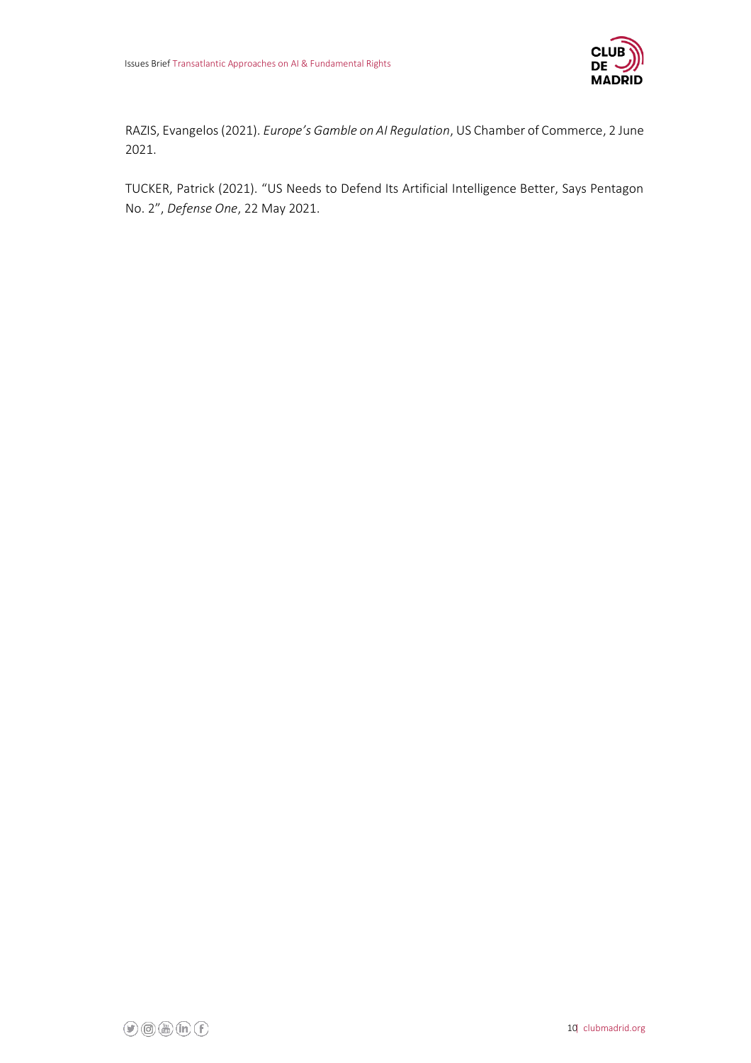RAZIS, Evangelos (2021). *Europe's Gamble on AI Regulation*, US Chamber of Commerce, 2 June 2021.

TUCKER, Patrick (2021). "US Needs to Defend Its Artificial Intelligence Better, Says Pentagon No. 2", *Defense One*, 22 May 2021.